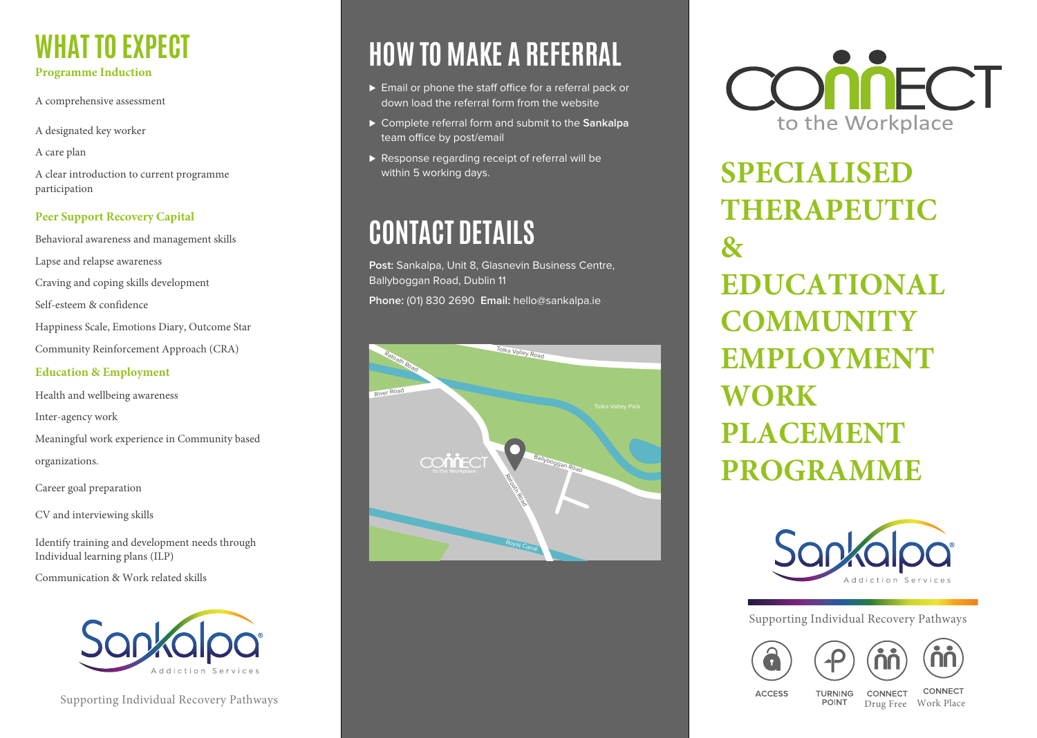# WHAT TO EXPECT

### Programme Induction

A comprehensive assessment

A designated key worker

A care plan

A clear introduction to current programme participation

### Peer Support Recovery Capital

Behavioral awareness and management skills

Lapse and relapse awareness

Craving and coping skills development

Self-esteem & confidence

Happiness Scale, Emotions Diary, Outcome Star

Community Reinforcement Approach (CRA)

### Education & Employment

Health and wellbeing awareness

Inter-agency work

Meaningful work experience in Community based organizations.

Career goal preparation

CV and interviewing skills

Identify training and development needs through Individual learning plans (ILP)

Communication & Work related skills

Sankalpa Addiction Services

Supporting Individual Recovery Pathways

# HOW TO MAKE A REFERRAL

- Email or phone the staff office for a referral pack or down load the referral form from the website
- Complete referral form and submit to the **Sankalpa** team office by post/email
- Response regarding receipt of referral will be within 5 working days.

# CONTACT DETAILS

**Post:** Sankalpa, Unit 8, Glasnevin Business Centre, Ballyboggan Road, Dublin 11

**Phone:** (01) 830 2690 **Email:** hello@sankalpa.ie

Tolka Valley Road, Ratoath Road, River Road, Tolka Valley Park, Ballyboggan Road, Royal Canal

CONNECT to the Workplace

# SPECIALISED THERAPEUTIC & EDUCATIONAL COMMUNITY EMPLOYMENT WORK PLACEMENT PROGRAMME

Sankalpa Addiction Services

Supporting Individual Recovery Pathways

ACCESS | TURNING POINT | CONNECT Drug Free | CONNECT Work Place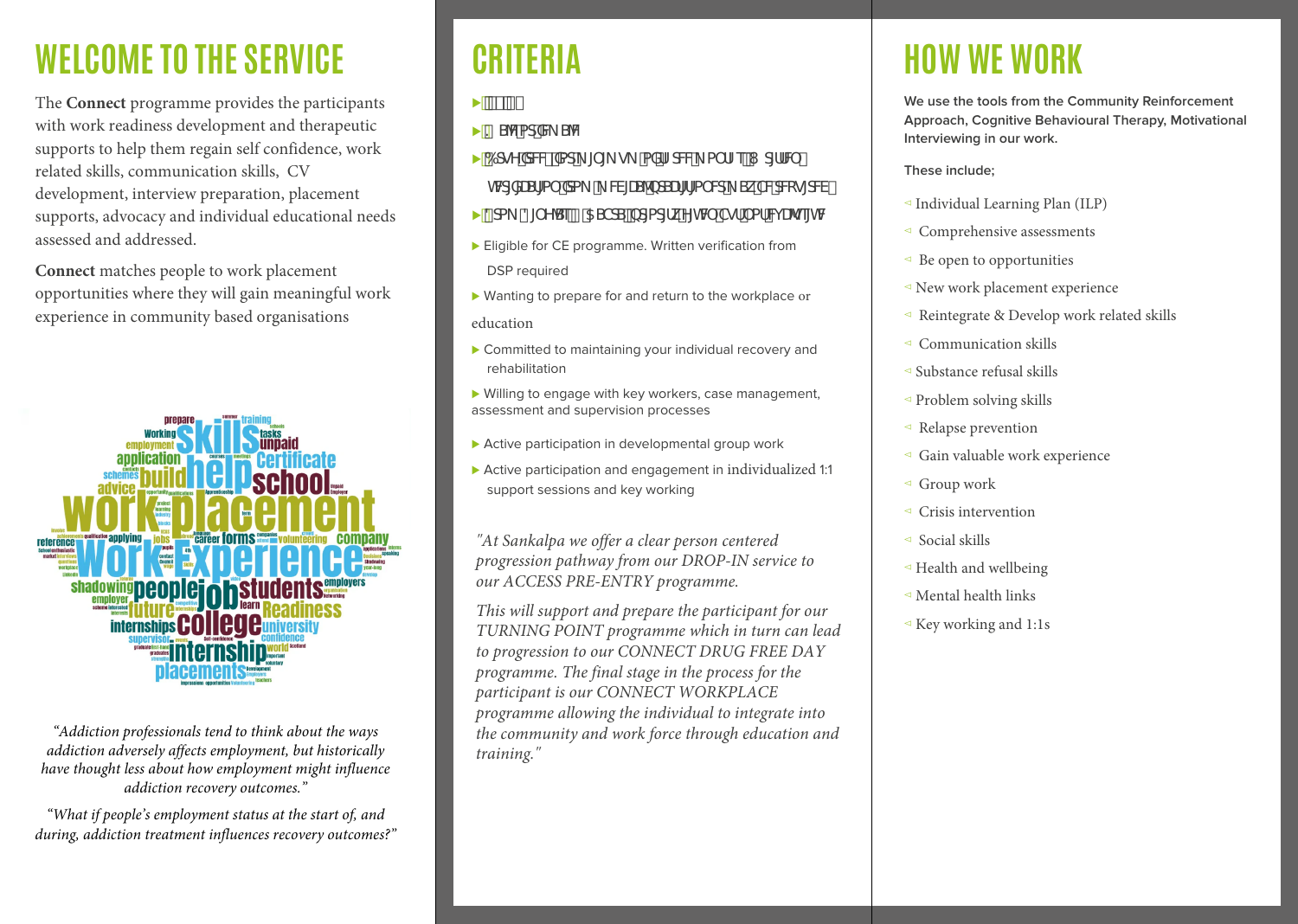# WELCOME TO THE SERVICE

The **Connect** programme provides the participants with work readiness development and therapeutic supports to help them regain self confidence, work related skills, communication skills, CV development, interview preparation, placement supports, advocacy and individual educational needs assessed and addressed.

**Connect** matches people to work placement opportunities where they will gain meaningful work experience in community based organisations

*"Addiction professionals tend to think about the ways addiction adversely affects employment, but historically have thought less about how employment might influence addiction recovery outcomes."*

*"What if people's employment status at the start of, and during, addiction treatment influences recovery outcomes?"*

# CRITERIA

- Male or female
- Drug free or minimum of three months. Criterion verification from medical practitioner may be required
- SPN JOHWBT $BSBQSPHSBNNF HJVFO CVUJPO PGFUIFDWBTVF
- Eligible for CE programme. Written verification from DSP required
- Wanting to prepare for and return to the workplace or education
- Committed to maintaining your individual recovery and rehabilitation
- Willing to engage with key workers, case management, assessment and supervision processes
- Active participation in developmental group work
- Active participation and engagement in individualized 1:1 support sessions and key working

*"At Sankalpa we offer a clear person centered progression pathway from our DROP-IN service to our ACCESS PRE-ENTRY programme.*

*This will support and prepare the participant for our TURNING POINT programme which in turn can lead to progression to our CONNECT DRUG FREE DAY programme. The final stage in the process for the participant is our CONNECT WORKPLACE programme allowing the individual to integrate into the community and work force through education and training."*

# HOW WE WORK

**We use the tools from the Community Reinforcement Approach, Cognitive Behavioural Therapy, Motivational Interviewing in our work.**

**These include;**

- Individual Learning Plan (ILP)
- Comprehensive assessments
- Be open to opportunities
- New work placement experience
- Reintegrate & Develop work related skills
- Communication skills
- Substance refusal skills
- Problem solving skills
- Relapse prevention
- Gain valuable work experience
- Group work
- Crisis intervention
- Social skills
- Health and wellbeing
- Mental health links
- Key working and 1:1s